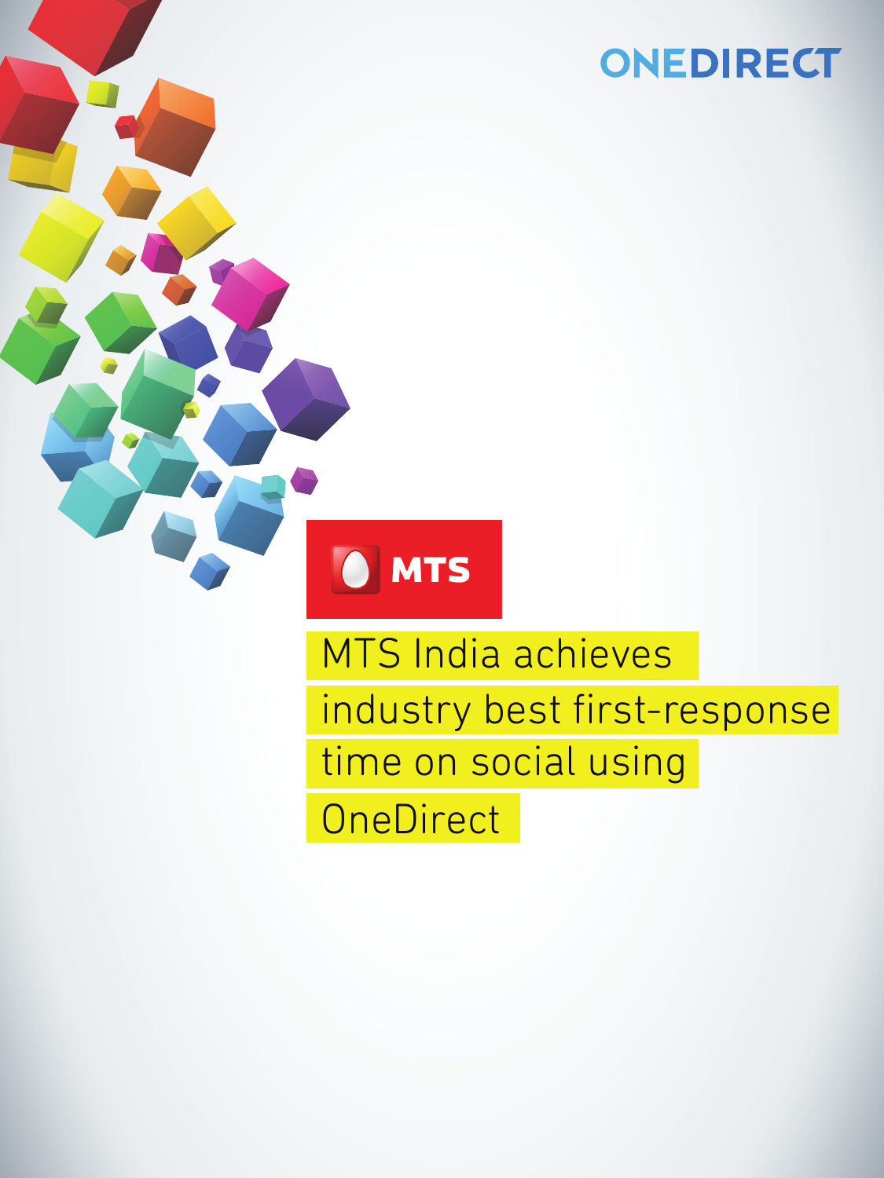ONEDIRECT

MTS

# MTS India achieves industry best first-response time on social using OneDirect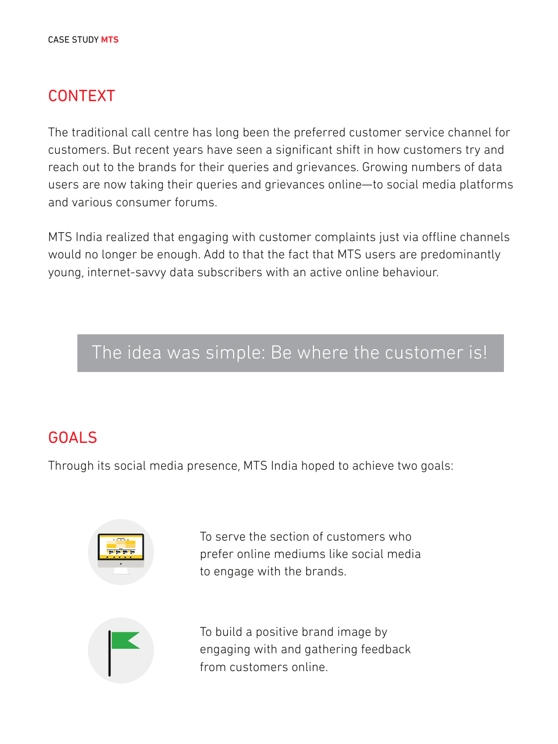## CONTEXT

The traditional call centre has long been the preferred customer service channel for customers. But recent years have seen a significant shift in how customers try and reach out to the brands for their queries and grievances. Growing numbers of data users are now taking their queries and grievances online—to social media platforms and various consumer forums.

MTS India realized that engaging with customer complaints just via offline channels would no longer be enough. Add to that the fact that MTS users are predominantly young, internet-savvy data subscribers with an active online behaviour.

> The idea was simple: Be where the customer is!

## GOALS

Through its social media presence, MTS India hoped to achieve two goals:

- To serve the section of customers who prefer online mediums like social media to engage with the brands.
- To build a positive brand image by engaging with and gathering feedback from customers online.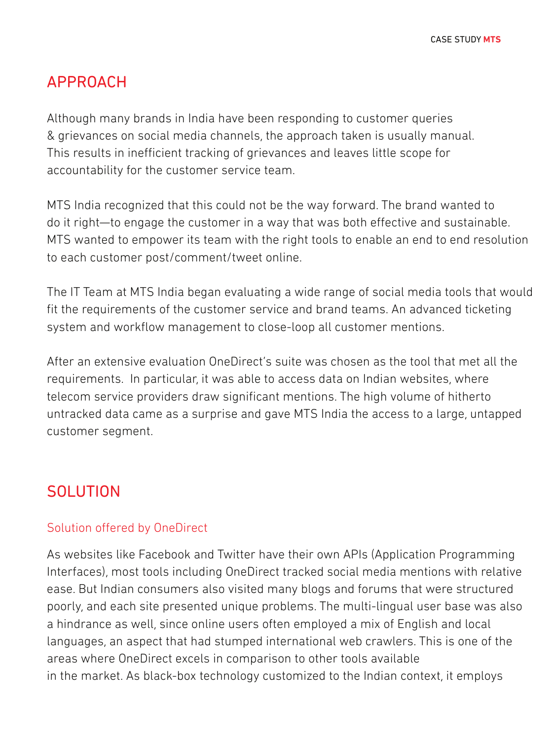## APPROACH

Although many brands in India have been responding to customer queries & grievances on social media channels, the approach taken is usually manual. This results in inefficient tracking of grievances and leaves little scope for accountability for the customer service team.

MTS India recognized that this could not be the way forward. The brand wanted to do it right—to engage the customer in a way that was both effective and sustainable. MTS wanted to empower its team with the right tools to enable an end to end resolution to each customer post/comment/tweet online.

The IT Team at MTS India began evaluating a wide range of social media tools that would fit the requirements of the customer service and brand teams. An advanced ticketing system and workflow management to close-loop all customer mentions.

After an extensive evaluation OneDirect's suite was chosen as the tool that met all the requirements.  In particular, it was able to access data on Indian websites, where telecom service providers draw significant mentions. The high volume of hitherto untracked data came as a surprise and gave MTS India the access to a large, untapped customer segment.

## SOLUTION

### Solution offered by OneDirect

As websites like Facebook and Twitter have their own APIs (Application Programming Interfaces), most tools including OneDirect tracked social media mentions with relative ease. But Indian consumers also visited many blogs and forums that were structured poorly, and each site presented unique problems. The multi-lingual user base was also a hindrance as well, since online users often employed a mix of English and local languages, an aspect that had stumped international web crawlers. This is one of the areas where OneDirect excels in comparison to other tools available in the market. As black-box technology customized to the Indian context, it employs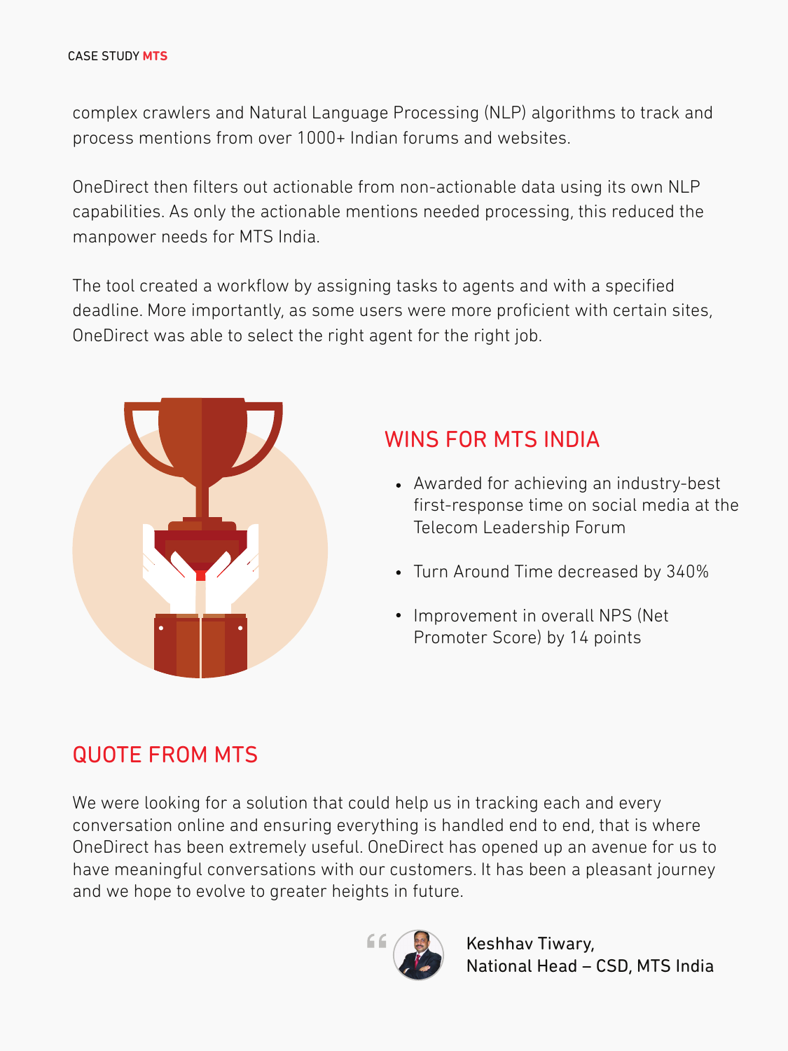complex crawlers and Natural Language Processing (NLP) algorithms to track and process mentions from over 1000+ Indian forums and websites.

OneDirect then filters out actionable from non-actionable data using its own NLP capabilities. As only the actionable mentions needed processing, this reduced the manpower needs for MTS India.

The tool created a workflow by assigning tasks to agents and with a specified deadline. More importantly, as some users were more proficient with certain sites, OneDirect was able to select the right agent for the right job.

## WINS FOR MTS INDIA

- Awarded for achieving an industry-best first-response time on social media at the Telecom Leadership Forum
- Turn Around Time decreased by 340%
- Improvement in overall NPS (Net Promoter Score) by 14 points

## QUOTE FROM MTS

We were looking for a solution that could help us in tracking each and every conversation online and ensuring everything is handled end to end, that is where OneDirect has been extremely useful. OneDirect has opened up an avenue for us to have meaningful conversations with our customers. It has been a pleasant journey and we hope to evolve to greater heights in future.

Keshhav Tiwary,
National Head – CSD, MTS India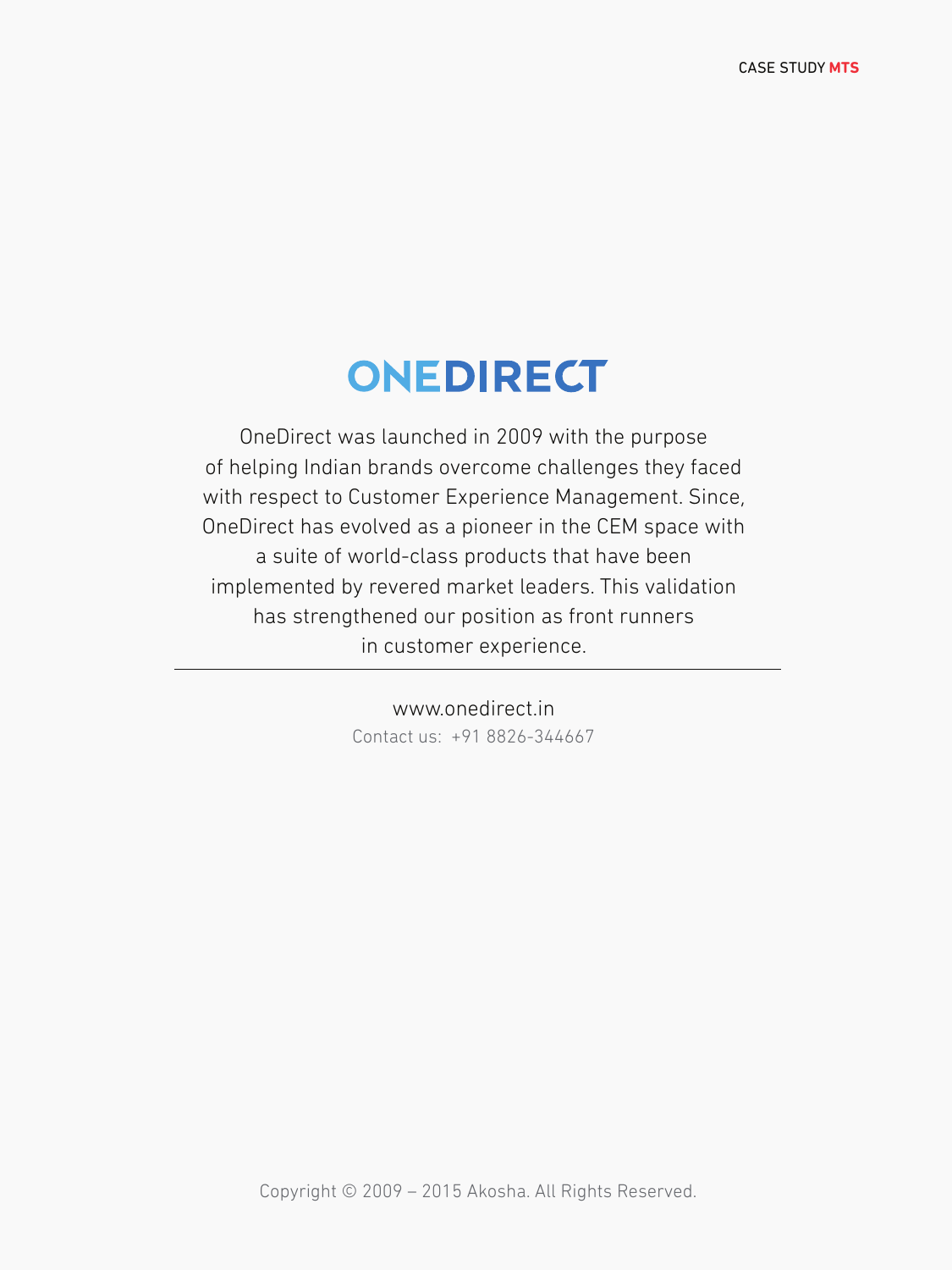# ONEDIRECT

OneDirect was launched in 2009 with the purpose of helping Indian brands overcome challenges they faced with respect to Customer Experience Management. Since, OneDirect has evolved as a pioneer in the CEM space with a suite of world-class products that have been implemented by revered market leaders. This validation has strengthened our position as front runners in customer experience.

---

www.onedirect.in

Contact us: +91 8826-344667

Copyright © 2009 – 2015 Akosha. All Rights Reserved.